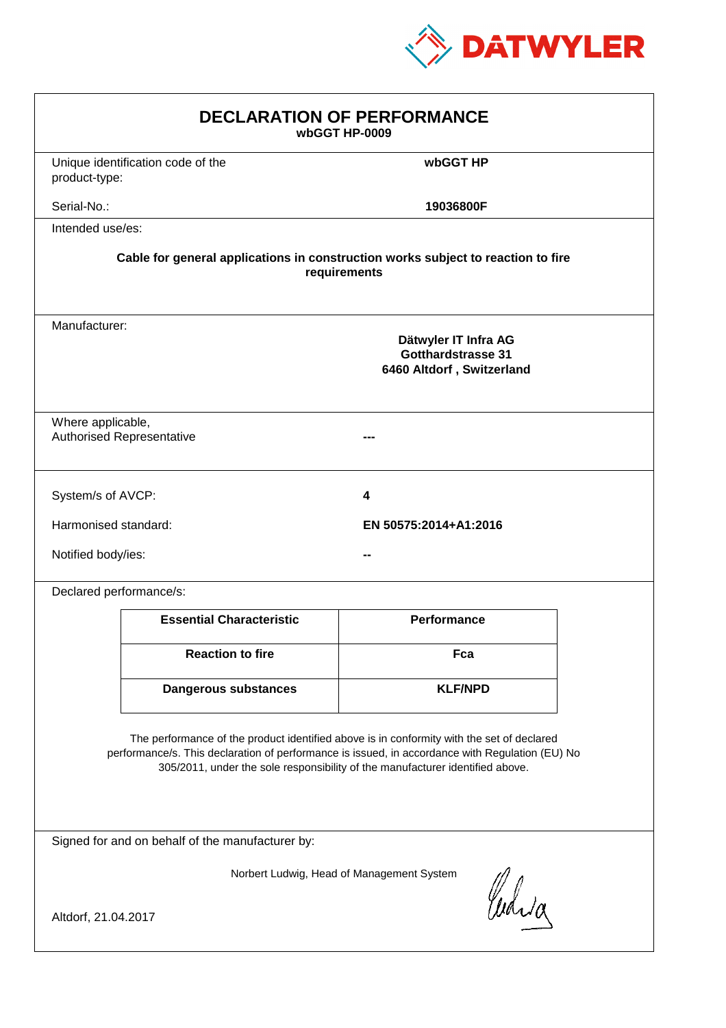DATWYLER

# DECLARATION OF PERFORMANCE

**wbGGT HP-0009**

| | |
|---|---|
| Unique identification code of the product-type: | **wbGGT HP** |
| Serial-No.: | **19036800F** |

Intended use/es:

**Cable for general applications in construction works subject to reaction to fire requirements**

Manufacturer:

**Dätwyler IT Infra AG**
**Gotthardstrasse 31**
**6460 Altdorf , Switzerland**

Where applicable,
Authorised Representative **---**

| | |
|---|---|
| System/s of AVCP: | **4** |
| Harmonised standard: | **EN 50575:2014+A1:2016** |
| Notified body/ies: | **--** |

Declared performance/s:

| Essential Characteristic | Performance |
|---|---|
| **Reaction to fire** | **Fca** |
| **Dangerous substances** | **KLF/NPD** |

The performance of the product identified above is in conformity with the set of declared performance/s. This declaration of performance is issued, in accordance with Regulation (EU) No 305/2011, under the sole responsibility of the manufacturer identified above.

Signed for and on behalf of the manufacturer by:

Norbert Ludwig, Head of Management System

Altdorf, 21.04.2017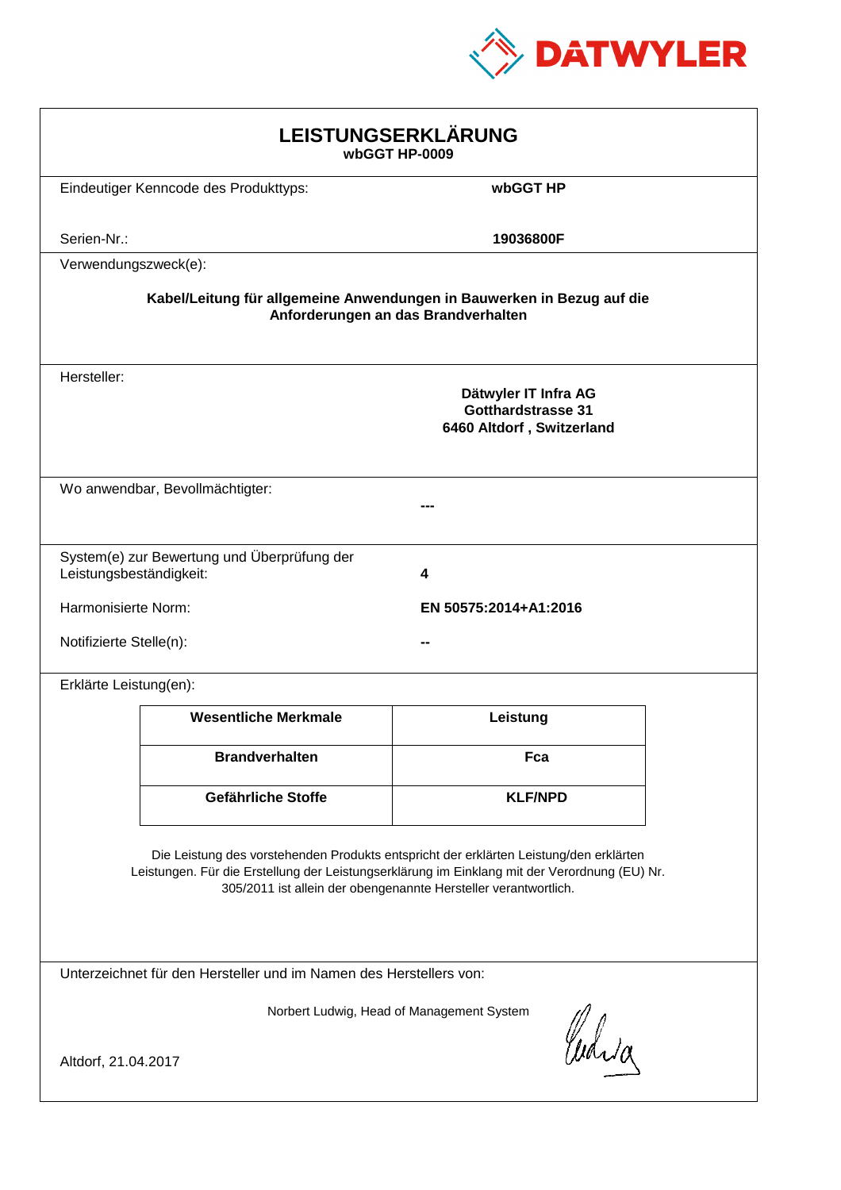DATWYLER

# LEISTUNGSERKLÄRUNG

**wbGGT HP-0009**

Eindeutiger Kenncode des Produkttyps: **wbGGT HP**

Serien-Nr.: **19036800F**

Verwendungszweck(e):

**Kabel/Leitung für allgemeine Anwendungen in Bauwerken in Bezug auf die Anforderungen an das Brandverhalten**

Hersteller:

**Dätwyler IT Infra AG**
**Gotthardstrasse 31**
**6460 Altdorf , Switzerland**

Wo anwendbar, Bevollmächtigter: **---**

System(e) zur Bewertung und Überprüfung der Leistungsbeständigkeit: **4**

Harmonisierte Norm: **EN 50575:2014+A1:2016**

Notifizierte Stelle(n): **--**

Erklärte Leistung(en):

| Wesentliche Merkmale | Leistung |
|---|---|
| **Brandverhalten** | **Fca** |
| **Gefährliche Stoffe** | **KLF/NPD** |

Die Leistung des vorstehenden Produkts entspricht der erklärten Leistung/den erklärten Leistungen. Für die Erstellung der Leistungserklärung im Einklang mit der Verordnung (EU) Nr. 305/2011 ist allein der obengenannte Hersteller verantwortlich.

Unterzeichnet für den Hersteller und im Namen des Herstellers von:

Norbert Ludwig, Head of Management System

Altdorf, 21.04.2017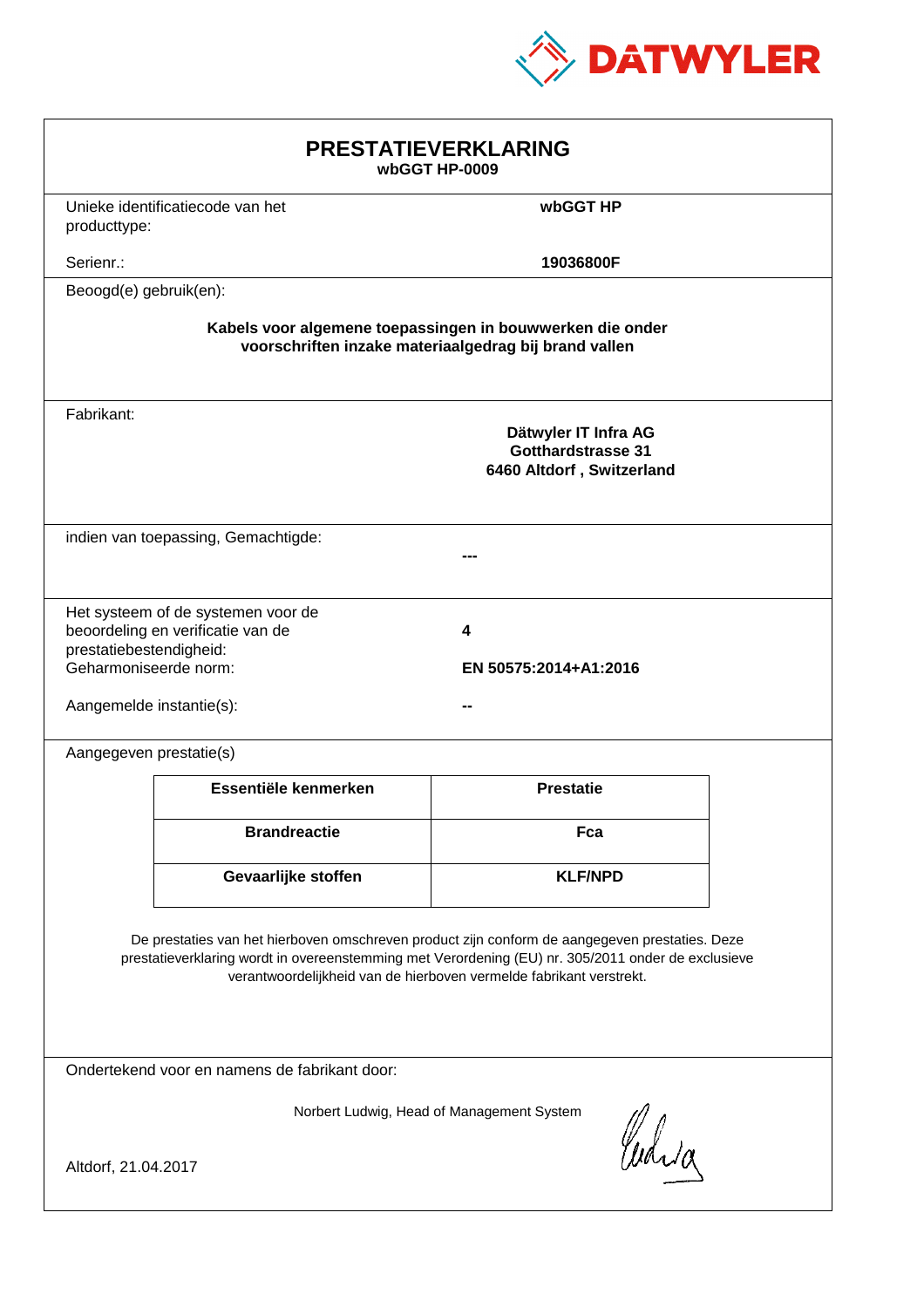# PRESTATIEVERKLARING

**wbGGT HP-0009**

Unieke identificatiecode van het producttype: **wbGGT HP**

Serienr.: **19036800F**

Beoogd(e) gebruik(en):

**Kabels voor algemene toepassingen in bouwwerken die onder voorschriften inzake materiaalgedrag bij brand vallen**

Fabrikant:

**Dätwyler IT Infra AG**
**Gotthardstrasse 31**
**6460 Altdorf , Switzerland**

indien van toepassing, Gemachtigde: **---**

Het systeem of de systemen voor de beoordeling en verificatie van de prestatiebestendigheid: **4**

Geharmoniseerde norm: **EN 50575:2014+A1:2016**

Aangemelde instantie(s): **--**

Aangegeven prestatie(s)

| Essentiële kenmerken | Prestatie |
|---|---|
| **Brandreactie** | **Fca** |
| **Gevaarlijke stoffen** | **KLF/NPD** |

De prestaties van het hierboven omschreven product zijn conform de aangegeven prestaties. Deze prestatieverklaring wordt in overeenstemming met Verordening (EU) nr. 305/2011 onder de exclusieve verantwoordelijkheid van de hierboven vermelde fabrikant verstrekt.

Ondertekend voor en namens de fabrikant door:

Norbert Ludwig, Head of Management System

Altdorf, 21.04.2017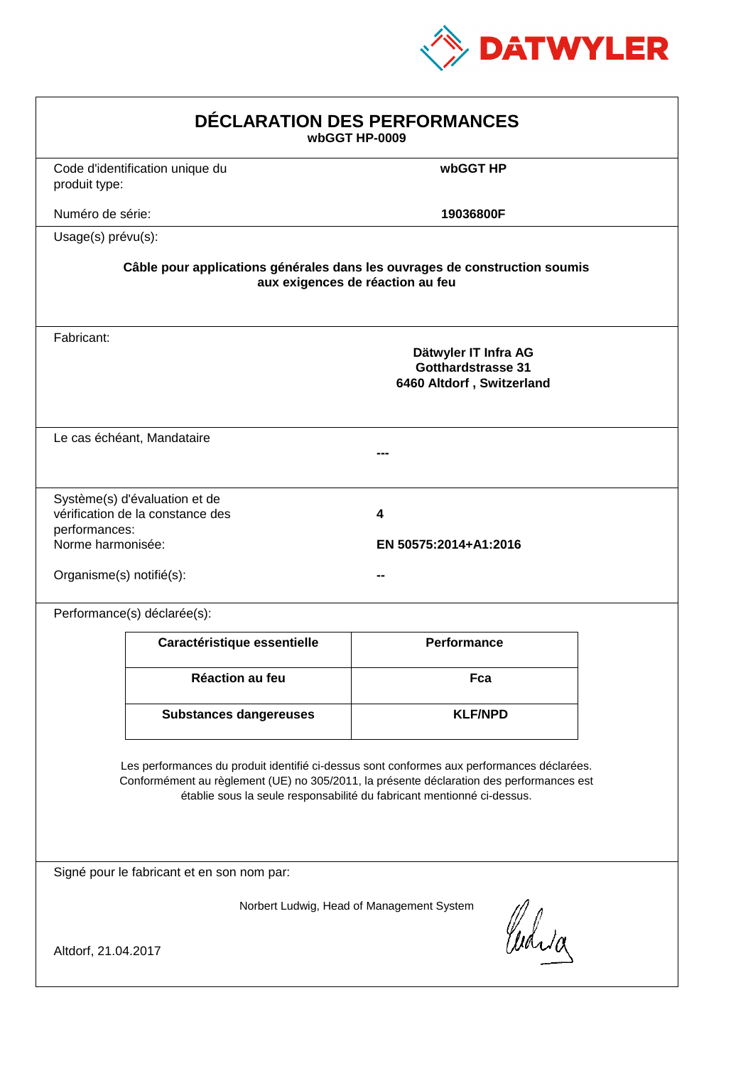DATWYLER

# DÉCLARATION DES PERFORMANCES

**wbGGT HP-0009**

Code d'identification unique du produit type: **wbGGT HP**

Numéro de série: **19036800F**

Usage(s) prévu(s):

**Câble pour applications générales dans les ouvrages de construction soumis aux exigences de réaction au feu**

Fabricant:

**Dätwyler IT Infra AG**
**Gotthardstrasse 31**
**6460 Altdorf , Switzerland**

Le cas échéant, Mandataire **---**

Système(s) d'évaluation et de vérification de la constance des performances: **4**

Norme harmonisée: **EN 50575:2014+A1:2016**

Organisme(s) notifié(s): **--**

Performance(s) déclarée(s):

| Caractéristique essentielle | Performance |
|---|---|
| Réaction au feu | Fca |
| Substances dangereuses | KLF/NPD |

Les performances du produit identifié ci-dessus sont conformes aux performances déclarées. Conformément au règlement (UE) no 305/2011, la présente déclaration des performances est établie sous la seule responsabilité du fabricant mentionné ci-dessus.

Signé pour le fabricant et en son nom par:

Norbert Ludwig, Head of Management System

Altdorf, 21.04.2017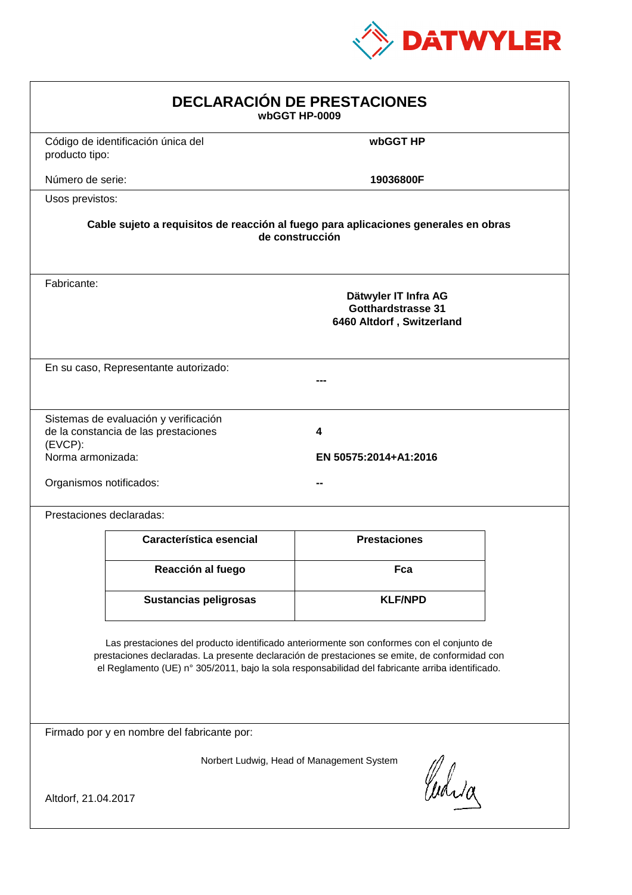DATWYLER

# DECLARACIÓN DE PRESTACIONES

**wbGGT HP-0009**

Código de identificación única del producto tipo: **wbGGT HP**

Número de serie: **19036800F**

Usos previstos:

**Cable sujeto a requisitos de reacción al fuego para aplicaciones generales en obras de construcción**

Fabricante:

**Dätwyler IT Infra AG**
**Gotthardstrasse 31**
**6460 Altdorf , Switzerland**

En su caso, Representante autorizado: **---**

Sistemas de evaluación y verificación de la constancia de las prestaciones (EVCP): **4**

Norma armonizada: **EN 50575:2014+A1:2016**

Organismos notificados: **--**

Prestaciones declaradas:

| Característica esencial | Prestaciones |
|---|---|
| **Reacción al fuego** | **Fca** |
| **Sustancias peligrosas** | **KLF/NPD** |

Las prestaciones del producto identificado anteriormente son conformes con el conjunto de prestaciones declaradas. La presente declaración de prestaciones se emite, de conformidad con el Reglamento (UE) n° 305/2011, bajo la sola responsabilidad del fabricante arriba identificado.

Firmado por y en nombre del fabricante por:

Norbert Ludwig, Head of Management System

Altdorf, 21.04.2017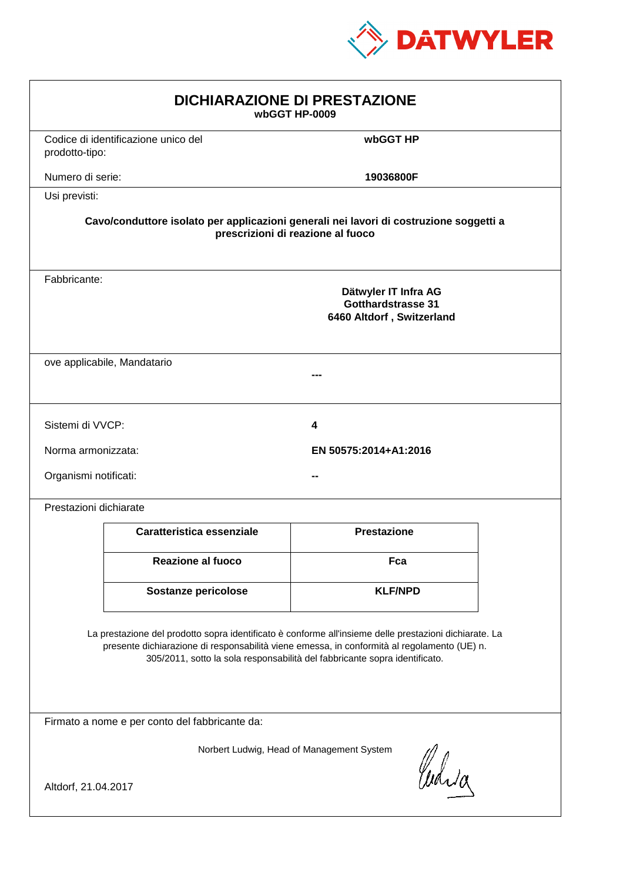DATWYLER

# DICHIARAZIONE DI PRESTAZIONE

**wbGGT HP-0009**

Codice di identificazione unico del prodotto-tipo: **wbGGT HP**

Numero di serie: **19036800F**

Usi previsti:

**Cavo/conduttore isolato per applicazioni generali nei lavori di costruzione soggetti a prescrizioni di reazione al fuoco**

Fabbricante:

**Dätwyler IT Infra AG**
**Gotthardstrasse 31**
**6460 Altdorf , Switzerland**

ove applicabile, Mandatario

**---**

Sistemi di VVCP: **4**

Norma armonizzata: **EN 50575:2014+A1:2016**

Organismi notificati: **--**

Prestazioni dichiarate

| Caratteristica essenziale | Prestazione |
|---|---|
| **Reazione al fuoco** | **Fca** |
| **Sostanze pericolose** | **KLF/NPD** |

La prestazione del prodotto sopra identificato è conforme all'insieme delle prestazioni dichiarate. La presente dichiarazione di responsabilità viene emessa, in conformità al regolamento (UE) n. 305/2011, sotto la sola responsabilità del fabbricante sopra identificato.

Firmato a nome e per conto del fabbricante da:

Norbert Ludwig, Head of Management System

Altdorf, 21.04.2017